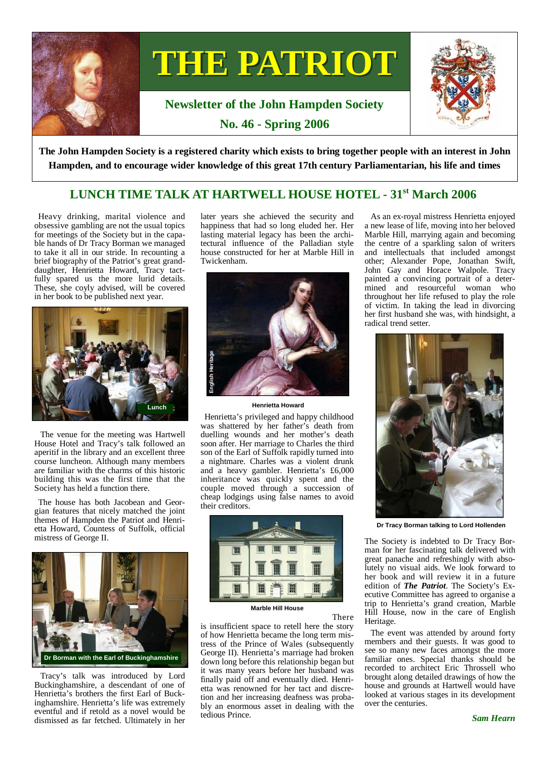# THE PATRIOT

**Newsletter of the John Hampden Society**

**No. 46 - Spring 2006**

**The John Hampden Society is a registered charity which exists to bring together people with an interest in John Hampden, and to encourage wider knowledge of this great 17th century Parliamentarian, his life and times**

## LUNCH TIME TALK AT HARTWELL HOUSE HOTEL - 31st March 2006

Heavy drinking, marital violence and obsessive gambling are not the usual topics for meetings of the Society but in the capable hands of Dr Tracy Borman we managed to take it all in our stride. In recounting a brief biography of the Patriot's great granddaughter, Henrietta Howard, Tracy tactfully spared us the more lurid details. These, she coyly advised, will be covered in her book to be published next year.

Lunch

The venue for the meeting was Hartwell House Hotel and Tracy's talk followed an aperitif in the library and an excellent three course luncheon. Although many members are familiar with the charms of this historic building this was the first time that the Society has held a function there.

The house has both Jacobean and Georgian features that nicely matched the joint themes of Hampden the Patriot and Henrietta Howard, Countess of Suffolk, official mistress of George II.

Dr Borman with the Earl of Buckinghamshire

Tracy's talk was introduced by Lord Buckinghamshire, a descendant of one of Henrietta's brothers the first Earl of Buckinghamshire. Henrietta's life was extremely eventful and if retold as a novel would be dismissed as far fetched. Ultimately in her later years she achieved the security and happiness that had so long eluded her. Her lasting material legacy has been the architectural influence of the Palladian style house constructed for her at Marble Hill in Twickenham.

Henrietta Howard

Henrietta's privileged and happy childhood was shattered by her father's death from duelling wounds and her mother's death soon after. Her marriage to Charles the third son of the Earl of Suffolk rapidly turned into a nightmare. Charles was a violent drunk and a heavy gambler. Henrietta's £6,000 inheritance was quickly spent and the couple moved through a succession of cheap lodgings using false names to avoid their creditors.

Marble Hill House

There is insufficient space to retell here the story of how Henrietta became the long term mistress of the Prince of Wales (subsequently George II). Henrietta's marriage had broken down long before this relationship began but it was many years before her husband was finally paid off and eventually died. Henrietta was renowned for her tact and discretion and her increasing deafness was probably an enormous asset in dealing with the tedious Prince.

As an ex-royal mistress Henrietta enjoyed a new lease of life, moving into her beloved Marble Hill, marrying again and becoming the centre of a sparkling salon of writers and intellectuals that included amongst other; Alexander Pope, Jonathan Swift, John Gay and Horace Walpole. Tracy painted a convincing portrait of a determined and resourceful woman who throughout her life refused to play the role of victim. In taking the lead in divorcing her first husband she was, with hindsight, a radical trend setter.

Dr Tracy Borman talking to Lord Hollenden

The Society is indebted to Dr Tracy Borman for her fascinating talk delivered with great panache and refreshingly with absolutely no visual aids. We look forward to her book and will review it in a future edition of ***The Patriot***. The Society's Executive Committee has agreed to organise a trip to Henrietta's grand creation, Marble Hill House, now in the care of English Heritage.

The event was attended by around forty members and their guests. It was good to see so many new faces amongst the more familiar ones. Special thanks should be recorded to architect Eric Throssell who brought along detailed drawings of how the house and grounds at Hartwell would have looked at various stages in its development over the centuries.

***Sam Hearn***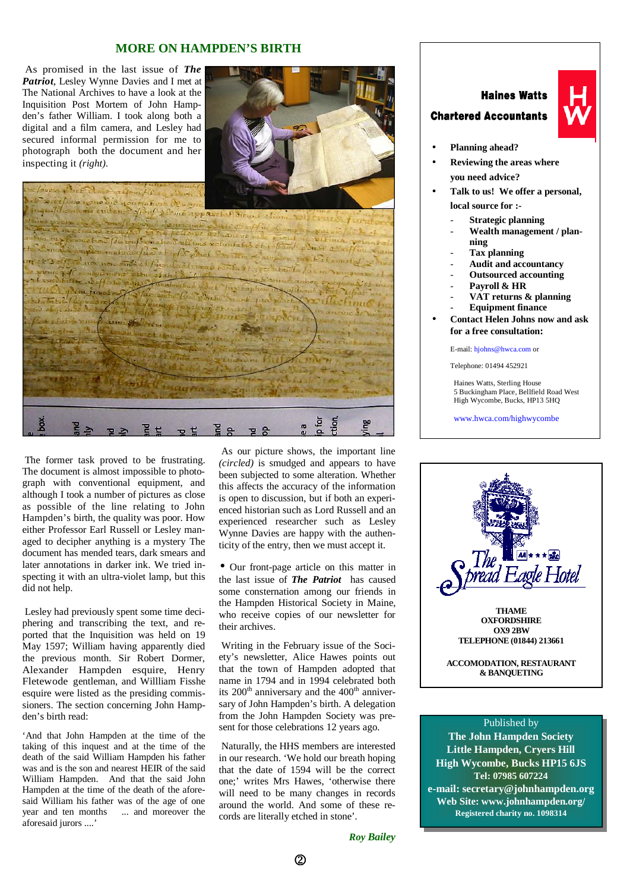## MORE ON HAMPDEN'S BIRTH

As promised in the last issue of ***The Patriot***, Lesley Wynne Davies and I met at The National Archives to have a look at the Inquisition Post Mortem of John Hampden's father William. I took along both a digital and a film camera, and Lesley had secured informal permission for me to photograph both the document and her inspecting it *(right)*.

The former task proved to be frustrating. The document is almost impossible to photograph with conventional equipment, and although I took a number of pictures as close as possible of the line relating to John Hampden's birth, the quality was poor. How either Professor Earl Russell or Lesley managed to decipher anything is a mystery The document has mended tears, dark smears and later annotations in darker ink. We tried inspecting it with an ultra-violet lamp, but this did not help.

Lesley had previously spent some time deciphering and transcribing the text, and reported that the Inquisition was held on 19 May 1597; William having apparently died the previous month. Sir Robert Dormer, Alexander Hampden esquire, Henry Fletewode gentleman, and Willliam Fisshe esquire were listed as the presiding commissioners. The section concerning John Hampden's birth read:

'And that John Hampden at the time of the taking of this inquest and at the time of the death of the said William Hampden his father was and is the son and nearest HEIR of the said William Hampden. And that the said John Hampden at the time of the death of the aforesaid William his father was of the age of one year and ten months ... and moreover the aforesaid jurors ....'

As our picture shows, the important line *(circled)* is smudged and appears to have been subjected to some alteration. Whether this affects the accuracy of the information is open to discussion, but if both an experienced historian such as Lord Russell and an experienced researcher such as Lesley Wynne Davies are happy with the authenticity of the entry, then we must accept it.

• Our front-page article on this matter in the last issue of ***The Patriot*** has caused some consternation among our friends in the Hampden Historical Society in Maine, who receive copies of our newsletter for their archives.

Writing in the February issue of the Society's newsletter, Alice Hawes points out that the town of Hampden adopted that name in 1794 and in 1994 celebrated both its 200th anniversary and the 400th anniversary of John Hampden's birth. A delegation from the John Hampden Society was present for those celebrations 12 years ago.

Naturally, the HHS members are interested in our research. 'We hold our breath hoping that the date of 1594 will be the correct one;' writes Mrs Hawes, 'otherwise there will need to be many changes in records around the world. And some of these records are literally etched in stone'.

***Roy Bailey***

---

**Haines Watts**
**Chartered Accountants**

- **Planning ahead?**
- **Reviewing the areas where you need advice?**
- **Talk to us! We offer a personal, local source for :-**
  - **Strategic planning**
  - **Wealth management / planning**
  - **Tax planning**
  - **Audit and accountancy**
  - **Outsourced accounting**
  - **Payroll & HR**
  - **VAT returns & planning**
  - **Equipment finance**
- **Contact Helen Johns now and ask for a free consultation:**

E-mail: hjohns@hwca.com or

Telephone: 01494 452921

Haines Watts, Sterling House
5 Buckingham Place, Bellfield Road West
High Wycombe, Bucks, HP13 5HQ

www.hwca.com/highwycombe

---

**The Spread Eagle Hotel**

**THAME**
**OXFORDSHIRE**
**OX9 2BW**
**TELEPHONE (01844) 213661**

**ACCOMODATION, RESTAURANT & BANQUETING**

---

Published by
**The John Hampden Society**
**Little Hampden, Cryers Hill**
**High Wycombe, Bucks HP15 6JS**
**Tel: 07985 607224**
**e-mail: secretary@johnhampden.org**
**Web Site: www.johnhampden.org/**
**Registered charity no. 1098314**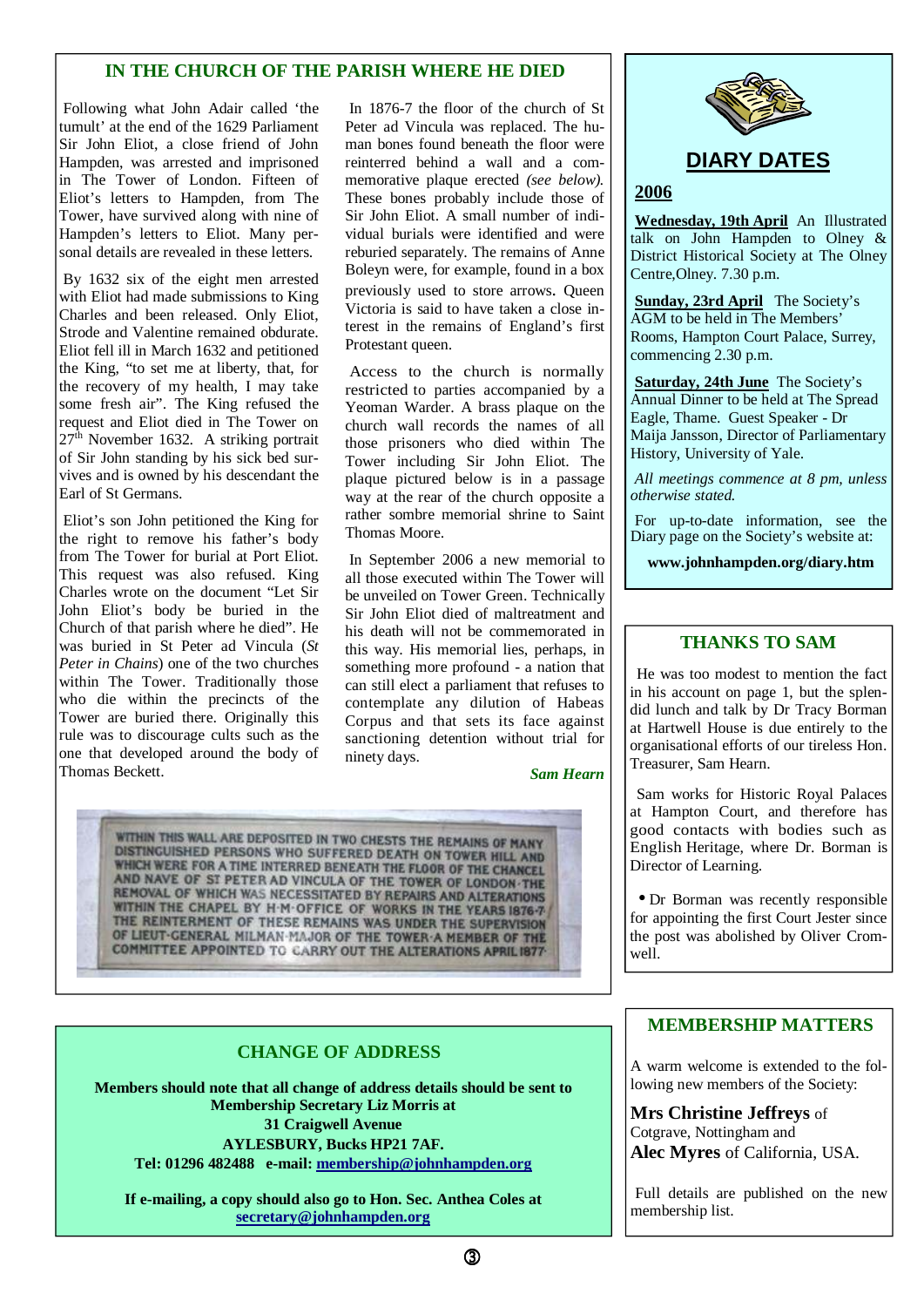## IN THE CHURCH OF THE PARISH WHERE HE DIED

Following what John Adair called 'the tumult' at the end of the 1629 Parliament Sir John Eliot, a close friend of John Hampden, was arrested and imprisoned in The Tower of London. Fifteen of Eliot's letters to Hampden, from The Tower, have survived along with nine of Hampden's letters to Eliot. Many personal details are revealed in these letters.

By 1632 six of the eight men arrested with Eliot had made submissions to King Charles and been released. Only Eliot, Strode and Valentine remained obdurate. Eliot fell ill in March 1632 and petitioned the King, "to set me at liberty, that, for the recovery of my health, I may take some fresh air". The King refused the request and Eliot died in The Tower on 27th November 1632. A striking portrait of Sir John standing by his sick bed survives and is owned by his descendant the Earl of St Germans.

Eliot's son John petitioned the King for the right to remove his father's body from The Tower for burial at Port Eliot. This request was also refused. King Charles wrote on the document "Let Sir John Eliot's body be buried in the Church of that parish where he died". He was buried in St Peter ad Vincula (*St Peter in Chains*) one of the two churches within The Tower. Traditionally those who die within the precincts of the Tower are buried there. Originally this rule was to discourage cults such as the one that developed around the body of Thomas Beckett.

In 1876-7 the floor of the church of St Peter ad Vincula was replaced. The human bones found beneath the floor were reinterred behind a wall and a commemorative plaque erected *(see below).* These bones probably include those of Sir John Eliot. A small number of individual burials were identified and were reburied separately. The remains of Anne Boleyn were, for example, found in a box previously used to store arrows. Queen Victoria is said to have taken a close interest in the remains of England's first Protestant queen.

Access to the church is normally restricted to parties accompanied by a Yeoman Warder. A brass plaque on the church wall records the names of all those prisoners who died within The Tower including Sir John Eliot. The plaque pictured below is in a passage way at the rear of the church opposite a rather sombre memorial shrine to Saint Thomas Moore.

In September 2006 a new memorial to all those executed within The Tower will be unveiled on Tower Green. Technically Sir John Eliot died of maltreatment and his death will not be commemorated in this way. His memorial lies, perhaps, in something more profound - a nation that can still elect a parliament that refuses to contemplate any dilution of Habeas Corpus and that sets its face against sanctioning detention without trial for ninety days.

***Sam Hearn***

WITHIN THIS WALL ARE DEPOSITED IN TWO CHESTS THE REMAINS OF MANY DISTINGUISHED PERSONS WHO SUFFERED DEATH ON TOWER HILL AND WHICH WERE FOR A TIME INTERRED BENEATH THE FLOOR OF THE CHANCEL AND NAVE OF ST PETER AD VINCULA OF THE TOWER OF LONDON · THE REMOVAL OF WHICH WAS NECESSITATED BY REPAIRS AND ALTERATIONS WITHIN THE CHAPEL BY H·M·OFFICE OF WORKS IN THE YEARS 1876-7· THE REINTERMENT OF THESE REMAINS WAS UNDER THE SUPERVISION OF LIEUT-GENERAL MILMAN·MAJOR OF THE TOWER·A MEMBER OF THE COMMITTEE APPOINTED TO CARRY OUT THE ALTERATIONS APRIL 1877·

## CHANGE OF ADDRESS

**Members should note that all change of address details should be sent to Membership Secretary Liz Morris at**
**31 Craigwell Avenue**
**AYLESBURY, Bucks HP21 7AF.**
**Tel: 01296 482488 e-mail: membership@johnhampden.org**

**If e-mailing, a copy should also go to Hon. Sec. Anthea Coles at secretary@johnhampden.org**

## DIARY DATES

### 2006

**Wednesday, 19th April** An Illustrated talk on John Hampden to Olney & District Historical Society at The Olney Centre,Olney. 7.30 p.m.

**Sunday, 23rd April** The Society's AGM to be held in The Members' Rooms, Hampton Court Palace, Surrey, commencing 2.30 p.m.

**Saturday, 24th June** The Society's Annual Dinner to be held at The Spread Eagle, Thame. Guest Speaker - Dr Maija Jansson, Director of Parliamentary History, University of Yale.

*All meetings commence at 8 pm, unless otherwise stated.*

For up-to-date information, see the Diary page on the Society's website at:

**www.johnhampden.org/diary.htm**

## THANKS TO SAM

He was too modest to mention the fact in his account on page 1, but the splendid lunch and talk by Dr Tracy Borman at Hartwell House is due entirely to the organisational efforts of our tireless Hon. Treasurer, Sam Hearn.

Sam works for Historic Royal Palaces at Hampton Court, and therefore has good contacts with bodies such as English Heritage, where Dr. Borman is Director of Learning.

- Dr Borman was recently responsible for appointing the first Court Jester since the post was abolished by Oliver Cromwell.

## MEMBERSHIP MATTERS

A warm welcome is extended to the following new members of the Society:

**Mrs Christine Jeffreys** of Cotgrave, Nottingham and
**Alec Myres** of California, USA.

Full details are published on the new membership list.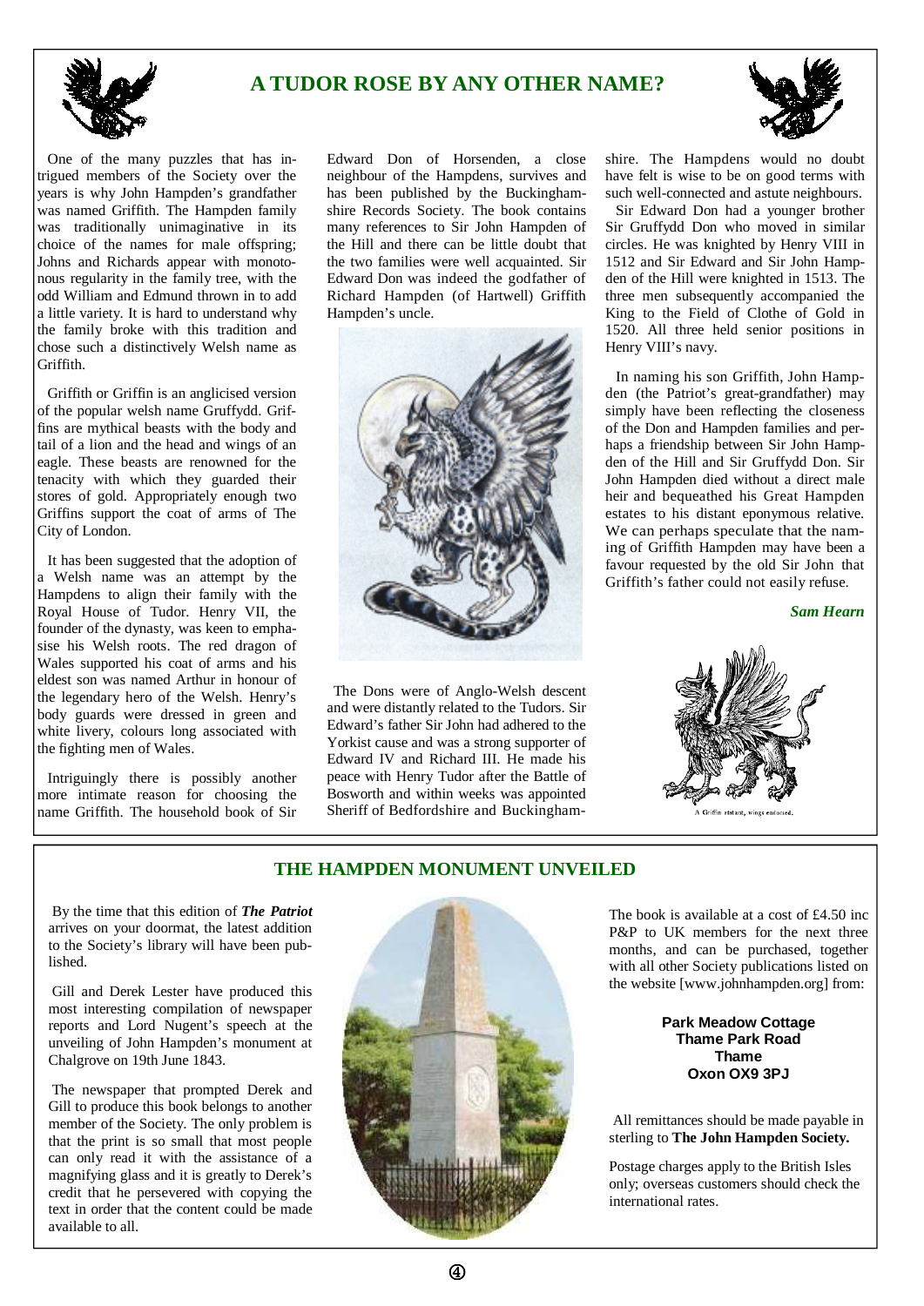## A TUDOR ROSE BY ANY OTHER NAME?

One of the many puzzles that has intrigued members of the Society over the years is why John Hampden's grandfather was named Griffith. The Hampden family was traditionally unimaginative in its choice of the names for male offspring; Johns and Richards appear with monotonous regularity in the family tree, with the odd William and Edmund thrown in to add a little variety. It is hard to understand why the family broke with this tradition and chose such a distinctively Welsh name as Griffith.

Griffith or Griffin is an anglicised version of the popular welsh name Gruffydd. Griffins are mythical beasts with the body and tail of a lion and the head and wings of an eagle. These beasts are renowned for the tenacity with which they guarded their stores of gold. Appropriately enough two Griffins support the coat of arms of The City of London.

It has been suggested that the adoption of a Welsh name was an attempt by the Hampdens to align their family with the Royal House of Tudor. Henry VII, the founder of the dynasty, was keen to emphasise his Welsh roots. The red dragon of Wales supported his coat of arms and his eldest son was named Arthur in honour of the legendary hero of the Welsh. Henry's body guards were dressed in green and white livery, colours long associated with the fighting men of Wales.

Intriguingly there is possibly another more intimate reason for choosing the name Griffith. The household book of Sir Edward Don of Horsenden, a close neighbour of the Hampdens, survives and has been published by the Buckinghamshire Records Society. The book contains many references to Sir John Hampden of the Hill and there can be little doubt that the two families were well acquainted. Sir Edward Don was indeed the godfather of Richard Hampden (of Hartwell) Griffith Hampden's uncle.

The Dons were of Anglo-Welsh descent and were distantly related to the Tudors. Sir Edward's father Sir John had adhered to the Yorkist cause and was a strong supporter of Edward IV and Richard III. He made his peace with Henry Tudor after the Battle of Bosworth and within weeks was appointed Sheriff of Bedfordshire and Buckinghamshire. The Hampdens would no doubt have felt is wise to be on good terms with such well-connected and astute neighbours.

Sir Edward Don had a younger brother Sir Gruffydd Don who moved in similar circles. He was knighted by Henry VIII in 1512 and Sir Edward and Sir John Hampden of the Hill were knighted in 1513. The three men subsequently accompanied the King to the Field of Clothe of Gold in 1520. All three held senior positions in Henry VIII's navy.

In naming his son Griffith, John Hampden (the Patriot's great-grandfather) may simply have been reflecting the closeness of the Don and Hampden families and perhaps a friendship between Sir John Hampden of the Hill and Sir Gruffydd Don. Sir John Hampden died without a direct male heir and bequeathed his Great Hampden estates to his distant eponymous relative. We can perhaps speculate that the naming of Griffith Hampden may have been a favour requested by the old Sir John that Griffith's father could not easily refuse.

***Sam Hearn***

A Griffin statant, wings endorsed.

## THE HAMPDEN MONUMENT UNVEILED

By the time that this edition of ***The Patriot*** arrives on your doormat, the latest addition to the Society's library will have been published.

Gill and Derek Lester have produced this most interesting compilation of newspaper reports and Lord Nugent's speech at the unveiling of John Hampden's monument at Chalgrove on 19th June 1843.

The newspaper that prompted Derek and Gill to produce this book belongs to another member of the Society. The only problem is that the print is so small that most people can only read it with the assistance of a magnifying glass and it is greatly to Derek's credit that he persevered with copying the text in order that the content could be made available to all.

The book is available at a cost of £4.50 inc P&P to UK members for the next three months, and can be purchased, together with all other Society publications listed on the website [www.johnhampden.org] from:

**Park Meadow Cottage**
**Thame Park Road**
**Thame**
**Oxon OX9 3PJ**

All remittances should be made payable in sterling to **The John Hampden Society.**

Postage charges apply to the British Isles only; overseas customers should check the international rates.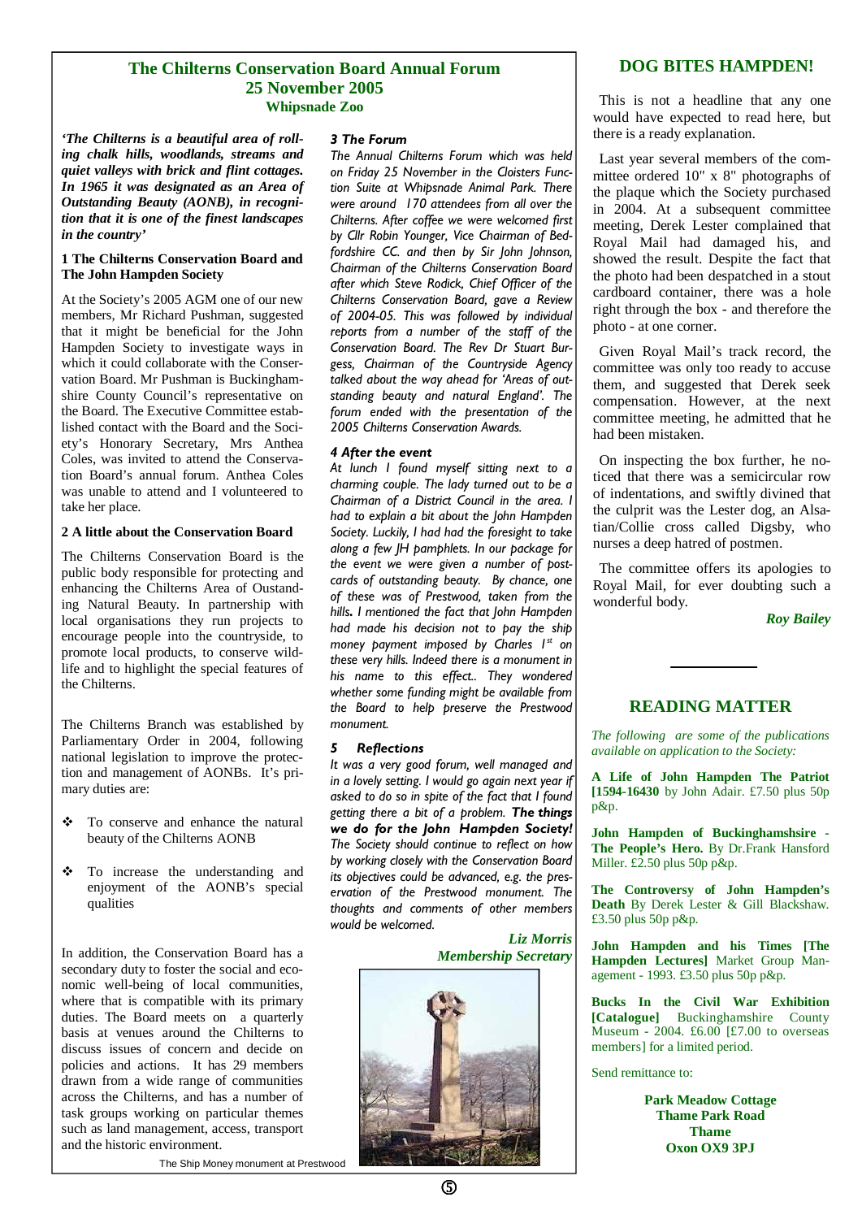## The Chilterns Conservation Board Annual Forum
## 25 November 2005
### Whipsnade Zoo

***'The Chilterns is a beautiful area of rolling chalk hills, woodlands, streams and quiet valleys with brick and flint cottages. In 1965 it was designated as an Area of Outstanding Beauty (AONB), in recognition that it is one of the finest landscapes in the country'***

**1 The Chilterns Conservation Board and The John Hampden Society**

At the Society's 2005 AGM one of our new members, Mr Richard Pushman, suggested that it might be beneficial for the John Hampden Society to investigate ways in which it could collaborate with the Conservation Board. Mr Pushman is Buckinghamshire County Council's representative on the Board. The Executive Committee established contact with the Board and the Society's Honorary Secretary, Mrs Anthea Coles, was invited to attend the Conservation Board's annual forum. Anthea Coles was unable to attend and I volunteered to take her place.

**2 A little about the Conservation Board**

The Chilterns Conservation Board is the public body responsible for protecting and enhancing the Chilterns Area of Oustanding Natural Beauty. In partnership with local organisations they run projects to encourage people into the countryside, to promote local products, to conserve wildlife and to highlight the special features of the Chilterns.

The Chilterns Branch was established by Parliamentary Order in 2004, following national legislation to improve the protection and management of AONBs. It's primary duties are:

- To conserve and enhance the natural beauty of the Chilterns AONB
- To increase the understanding and enjoyment of the AONB's special qualities

In addition, the Conservation Board has a secondary duty to foster the social and economic well-being of local communities, where that is compatible with its primary duties. The Board meets on a quarterly basis at venues around the Chilterns to discuss issues of concern and decide on policies and actions. It has 29 members drawn from a wide range of communities across the Chilterns, and has a number of task groups working on particular themes such as land management, access, transport and the historic environment.

***3 The Forum***

*The Annual Chilterns Forum which was held on Friday 25 November in the Cloisters Function Suite at Whipsnade Animal Park. There were around 170 attendees from all over the Chilterns. After coffee we were welcomed first by Cllr Robin Younger, Vice Chairman of Bedfordshire CC. and then by Sir John Johnson, Chairman of the Chilterns Conservation Board after which Steve Rodick, Chief Officer of the Chilterns Conservation Board, gave a Review of 2004-05. This was followed by individual reports from a number of the staff of the Conservation Board. The Rev Dr Stuart Burgess, Chairman of the Countryside Agency talked about the way ahead for 'Areas of outstanding beauty and natural England'. The forum ended with the presentation of the 2005 Chilterns Conservation Awards.*

***4 After the event***

*At lunch I found myself sitting next to a charming couple. The lady turned out to be a Chairman of a District Council in the area. I had to explain a bit about the John Hampden Society. Luckily, I had had the foresight to take along a few JH pamphlets. In our package for the event we were given a number of postcards of outstanding beauty. By chance, one of these was of Prestwood, taken from the hills. I mentioned the fact that John Hampden had made his decision not to pay the ship money payment imposed by Charles 1st on these very hills. Indeed there is a monument in his name to this effect.. They wondered whether some funding might be available from the Board to help preserve the Prestwood monument.*

***5 Reflections***

*It was a very good forum, well managed and in a lovely setting. I would go again next year if asked to do so in spite of the fact that I found getting there a bit of a problem.* ***The things we do for the John Hampden Society!*** *The Society should continue to reflect on how by working closely with the Conservation Board its objectives could be advanced, e.g. the preservation of the Prestwood monument. The thoughts and comments of other members would be welcomed.*

***Liz Morris***
***Membership Secretary***

The Ship Money monument at Prestwood

## DOG BITES HAMPDEN!

This is not a headline that any one would have expected to read here, but there is a ready explanation.

Last year several members of the committee ordered 10" x 8" photographs of the plaque which the Society purchased in 2004. At a subsequent committee meeting, Derek Lester complained that Royal Mail had damaged his, and showed the result. Despite the fact that the photo had been despatched in a stout cardboard container, there was a hole right through the box - and therefore the photo - at one corner.

Given Royal Mail's track record, the committee was only too ready to accuse them, and suggested that Derek seek compensation. However, at the next committee meeting, he admitted that he had been mistaken.

On inspecting the box further, he noticed that there was a semicircular row of indentations, and swiftly divined that the culprit was the Lester dog, an Alsatian/Collie cross called Digsby, who nurses a deep hatred of postmen.

The committee offers its apologies to Royal Mail, for ever doubting such a wonderful body.

***Roy Bailey***

## READING MATTER

*The following are some of the publications available on application to the Society:*

**A Life of John Hampden The Patriot [1594-16430** by John Adair. £7.50 plus 50p p&p.

**John Hampden of Buckinghamshsire - The People's Hero.** By Dr.Frank Hansford Miller. £2.50 plus 50p p&p.

**The Controversy of John Hampden's Death** By Derek Lester & Gill Blackshaw. £3.50 plus 50p p&p.

**John Hampden and his Times [The Hampden Lectures]** Market Group Management - 1993. £3.50 plus 50p p&p.

**Bucks In the Civil War Exhibition [Catalogue]** Buckinghamshire County Museum - 2004. £6.00 [£7.00 to overseas members] for a limited period.

Send remittance to:

**Park Meadow Cottage**
**Thame Park Road**
**Thame**
**Oxon OX9 3PJ**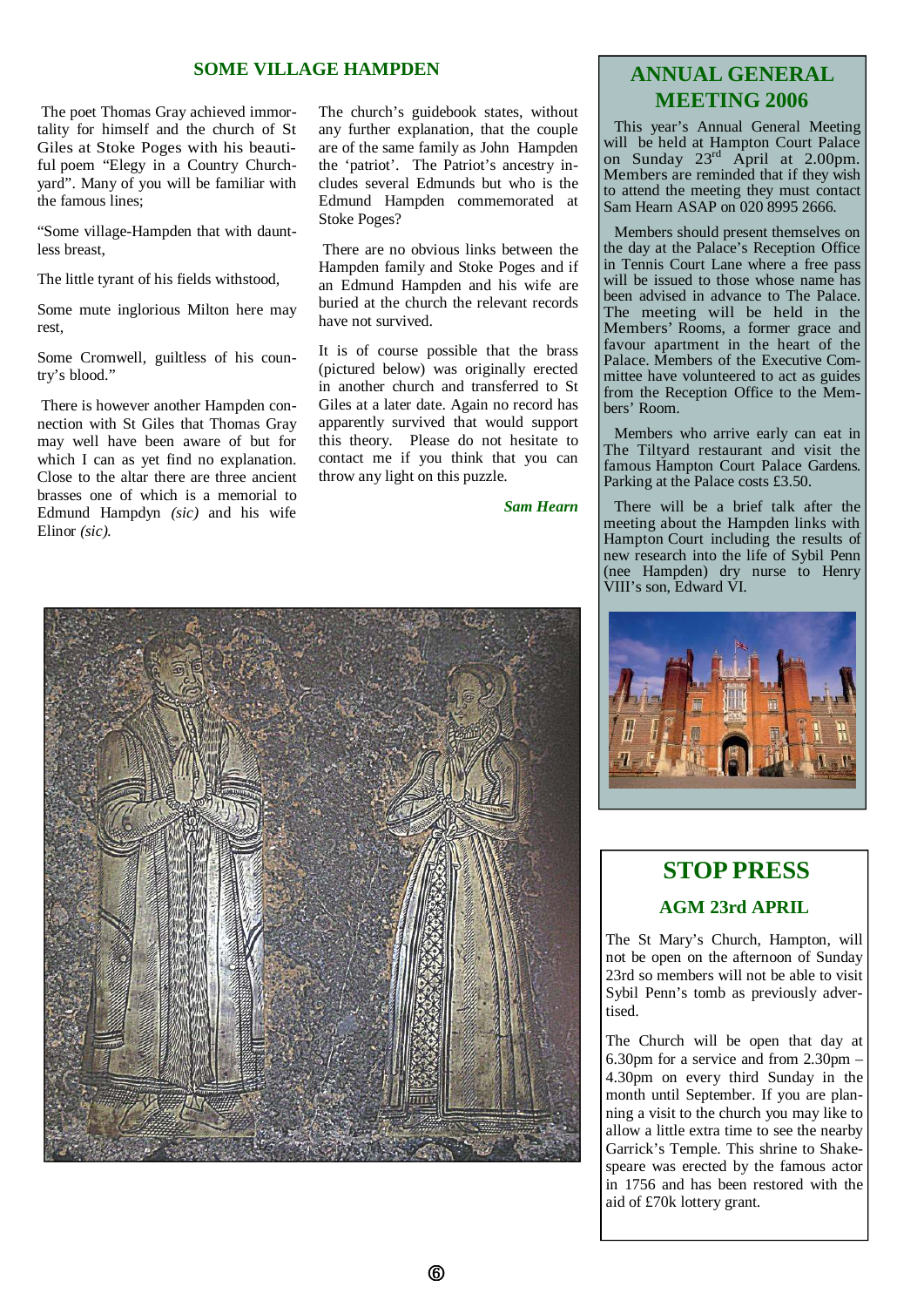## SOME VILLAGE HAMPDEN

The poet Thomas Gray achieved immortality for himself and the church of St Giles at Stoke Poges with his beautiful poem “Elegy in a Country Churchyard”. Many of you will be familiar with the famous lines;

“Some village-Hampden that with dauntless breast,

The little tyrant of his fields withstood,

Some mute inglorious Milton here may rest,

Some Cromwell, guiltless of his country’s blood.”

There is however another Hampden connection with St Giles that Thomas Gray may well have been aware of but for which I can as yet find no explanation. Close to the altar there are three ancient brasses one of which is a memorial to Edmund Hampdyn *(sic)* and his wife Elinor *(sic).*

The church’s guidebook states, without any further explanation, that the couple are of the same family as John Hampden the ‘patriot’. The Patriot’s ancestry includes several Edmunds but who is the Edmund Hampden commemorated at Stoke Poges?

There are no obvious links between the Hampden family and Stoke Poges and if an Edmund Hampden and his wife are buried at the church the relevant records have not survived.

It is of course possible that the brass (pictured below) was originally erected in another church and transferred to St Giles at a later date. Again no record has apparently survived that would support this theory. Please do not hesitate to contact me if you think that you can throw any light on this puzzle.

***Sam Hearn***

## ANNUAL GENERAL MEETING 2006

This year’s Annual General Meeting will be held at Hampton Court Palace on Sunday 23rd April at 2.00pm. Members are reminded that if they wish to attend the meeting they must contact Sam Hearn ASAP on 020 8995 2666.

Members should present themselves on the day at the Palace’s Reception Office in Tennis Court Lane where a free pass will be issued to those whose name has been advised in advance to The Palace. The meeting will be held in the Members’ Rooms, a former grace and favour apartment in the heart of the Palace. Members of the Executive Committee have volunteered to act as guides from the Reception Office to the Members’ Room.

Members who arrive early can eat in The Tiltyard restaurant and visit the famous Hampton Court Palace Gardens. Parking at the Palace costs £3.50.

There will be a brief talk after the meeting about the Hampden links with Hampton Court including the results of new research into the life of Sybil Penn (nee Hampden) dry nurse to Henry VIII’s son, Edward VI.

## STOP PRESS

### AGM 23rd APRIL

The St Mary’s Church, Hampton, will not be open on the afternoon of Sunday 23rd so members will not be able to visit Sybil Penn’s tomb as previously advertised.

The Church will be open that day at 6.30pm for a service and from 2.30pm – 4.30pm on every third Sunday in the month until September. If you are planning a visit to the church you may like to allow a little extra time to see the nearby Garrick’s Temple. This shrine to Shakespeare was erected by the famous actor in 1756 and has been restored with the aid of £70k lottery grant.